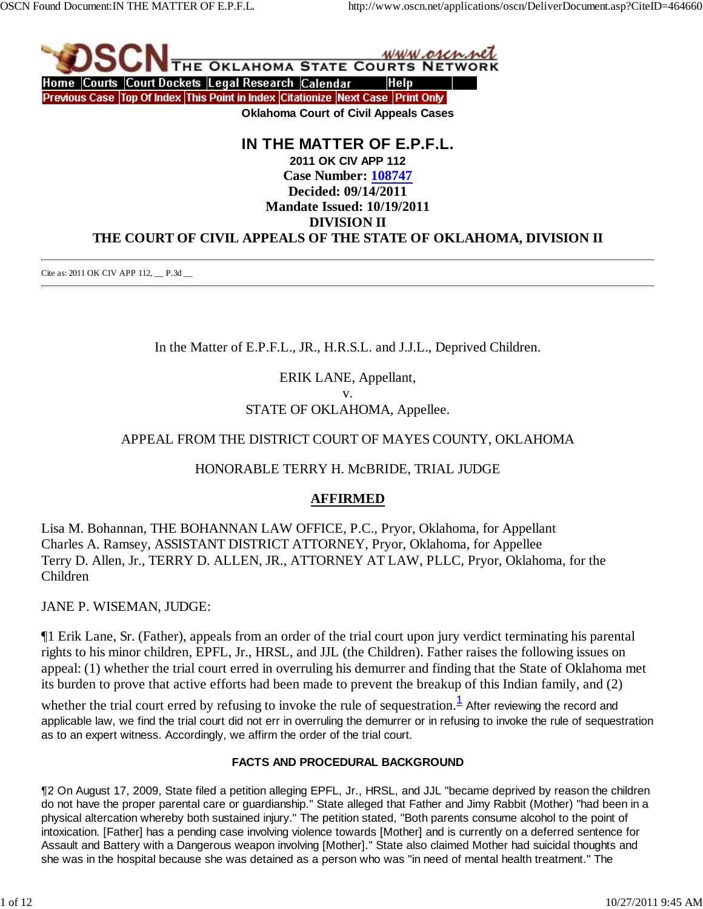Oklahoma Court of Civil Appeals Cases

# IN THE MATTER OF E.P.F.L.

**2011 OK CIV APP 112**
**Case Number: 108747**
**Decided: 09/14/2011**
**Mandate Issued: 10/19/2011**
**DIVISION II**
**THE COURT OF CIVIL APPEALS OF THE STATE OF OKLAHOMA, DIVISION II**

---

Cite as: 2011 OK CIV APP 112, __ P.3d __

---

In the Matter of E.P.F.L., JR., H.R.S.L. and J.J.L., Deprived Children.

ERIK LANE, Appellant,
v.
STATE OF OKLAHOMA, Appellee.

APPEAL FROM THE DISTRICT COURT OF MAYES COUNTY, OKLAHOMA

HONORABLE TERRY H. McBRIDE, TRIAL JUDGE

**AFFIRMED**

Lisa M. Bohannan, THE BOHANNAN LAW OFFICE, P.C., Pryor, Oklahoma, for Appellant
Charles A. Ramsey, ASSISTANT DISTRICT ATTORNEY, Pryor, Oklahoma, for Appellee
Terry D. Allen, Jr., TERRY D. ALLEN, JR., ATTORNEY AT LAW, PLLC, Pryor, Oklahoma, for the Children

JANE P. WISEMAN, JUDGE:

¶1 Erik Lane, Sr. (Father), appeals from an order of the trial court upon jury verdict terminating his parental rights to his minor children, EPFL, Jr., HRSL, and JJL (the Children). Father raises the following issues on appeal: (1) whether the trial court erred in overruling his demurrer and finding that the State of Oklahoma met its burden to prove that active efforts had been made to prevent the breakup of this Indian family, and (2) whether the trial court erred by refusing to invoke the rule of sequestration.[1] After reviewing the record and applicable law, we find the trial court did not err in overruling the demurrer or in refusing to invoke the rule of sequestration as to an expert witness. Accordingly, we affirm the order of the trial court.

**FACTS AND PROCEDURAL BACKGROUND**

¶2 On August 17, 2009, State filed a petition alleging EPFL, Jr., HRSL, and JJL "became deprived by reason the children do not have the proper parental care or guardianship." State alleged that Father and Jimy Rabbit (Mother) "had been in a physical altercation whereby both sustained injury." The petition stated, "Both parents consume alcohol to the point of intoxication. [Father] has a pending case involving violence towards [Mother] and is currently on a deferred sentence for Assault and Battery with a Dangerous weapon involving [Mother]." State also claimed Mother had suicidal thoughts and she was in the hospital because she was detained as a person who was "in need of mental health treatment." The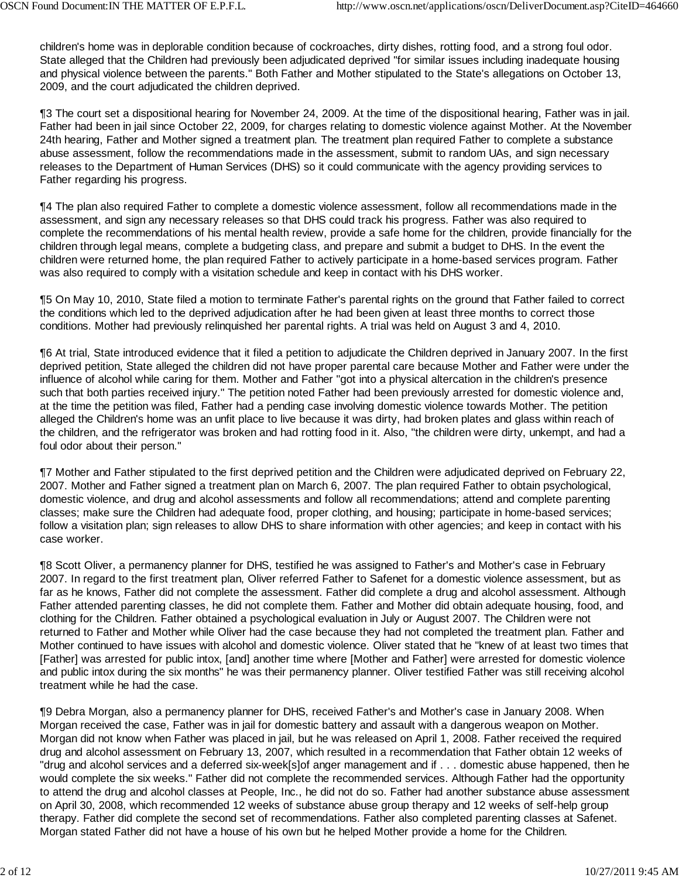children's home was in deplorable condition because of cockroaches, dirty dishes, rotting food, and a strong foul odor. State alleged that the Children had previously been adjudicated deprived "for similar issues including inadequate housing and physical violence between the parents." Both Father and Mother stipulated to the State's allegations on October 13, 2009, and the court adjudicated the children deprived.

¶3 The court set a dispositional hearing for November 24, 2009. At the time of the dispositional hearing, Father was in jail. Father had been in jail since October 22, 2009, for charges relating to domestic violence against Mother. At the November 24th hearing, Father and Mother signed a treatment plan. The treatment plan required Father to complete a substance abuse assessment, follow the recommendations made in the assessment, submit to random UAs, and sign necessary releases to the Department of Human Services (DHS) so it could communicate with the agency providing services to Father regarding his progress.

¶4 The plan also required Father to complete a domestic violence assessment, follow all recommendations made in the assessment, and sign any necessary releases so that DHS could track his progress. Father was also required to complete the recommendations of his mental health review, provide a safe home for the children, provide financially for the children through legal means, complete a budgeting class, and prepare and submit a budget to DHS. In the event the children were returned home, the plan required Father to actively participate in a home-based services program. Father was also required to comply with a visitation schedule and keep in contact with his DHS worker.

¶5 On May 10, 2010, State filed a motion to terminate Father's parental rights on the ground that Father failed to correct the conditions which led to the deprived adjudication after he had been given at least three months to correct those conditions. Mother had previously relinquished her parental rights. A trial was held on August 3 and 4, 2010.

¶6 At trial, State introduced evidence that it filed a petition to adjudicate the Children deprived in January 2007. In the first deprived petition, State alleged the children did not have proper parental care because Mother and Father were under the influence of alcohol while caring for them. Mother and Father "got into a physical altercation in the children's presence such that both parties received injury." The petition noted Father had been previously arrested for domestic violence and, at the time the petition was filed, Father had a pending case involving domestic violence towards Mother. The petition alleged the Children's home was an unfit place to live because it was dirty, had broken plates and glass within reach of the children, and the refrigerator was broken and had rotting food in it. Also, "the children were dirty, unkempt, and had a foul odor about their person."

¶7 Mother and Father stipulated to the first deprived petition and the Children were adjudicated deprived on February 22, 2007. Mother and Father signed a treatment plan on March 6, 2007. The plan required Father to obtain psychological, domestic violence, and drug and alcohol assessments and follow all recommendations; attend and complete parenting classes; make sure the Children had adequate food, proper clothing, and housing; participate in home-based services; follow a visitation plan; sign releases to allow DHS to share information with other agencies; and keep in contact with his case worker.

¶8 Scott Oliver, a permanency planner for DHS, testified he was assigned to Father's and Mother's case in February 2007. In regard to the first treatment plan, Oliver referred Father to Safenet for a domestic violence assessment, but as far as he knows, Father did not complete the assessment. Father did complete a drug and alcohol assessment. Although Father attended parenting classes, he did not complete them. Father and Mother did obtain adequate housing, food, and clothing for the Children. Father obtained a psychological evaluation in July or August 2007. The Children were not returned to Father and Mother while Oliver had the case because they had not completed the treatment plan. Father and Mother continued to have issues with alcohol and domestic violence. Oliver stated that he "knew of at least two times that [Father] was arrested for public intox, [and] another time where [Mother and Father] were arrested for domestic violence and public intox during the six months" he was their permanency planner. Oliver testified Father was still receiving alcohol treatment while he had the case.

¶9 Debra Morgan, also a permanency planner for DHS, received Father's and Mother's case in January 2008. When Morgan received the case, Father was in jail for domestic battery and assault with a dangerous weapon on Mother. Morgan did not know when Father was placed in jail, but he was released on April 1, 2008. Father received the required drug and alcohol assessment on February 13, 2007, which resulted in a recommendation that Father obtain 12 weeks of "drug and alcohol services and a deferred six-week[s]of anger management and if . . . domestic abuse happened, then he would complete the six weeks." Father did not complete the recommended services. Although Father had the opportunity to attend the drug and alcohol classes at People, Inc., he did not do so. Father had another substance abuse assessment on April 30, 2008, which recommended 12 weeks of substance abuse group therapy and 12 weeks of self-help group therapy. Father did complete the second set of recommendations. Father also completed parenting classes at Safenet. Morgan stated Father did not have a house of his own but he helped Mother provide a home for the Children.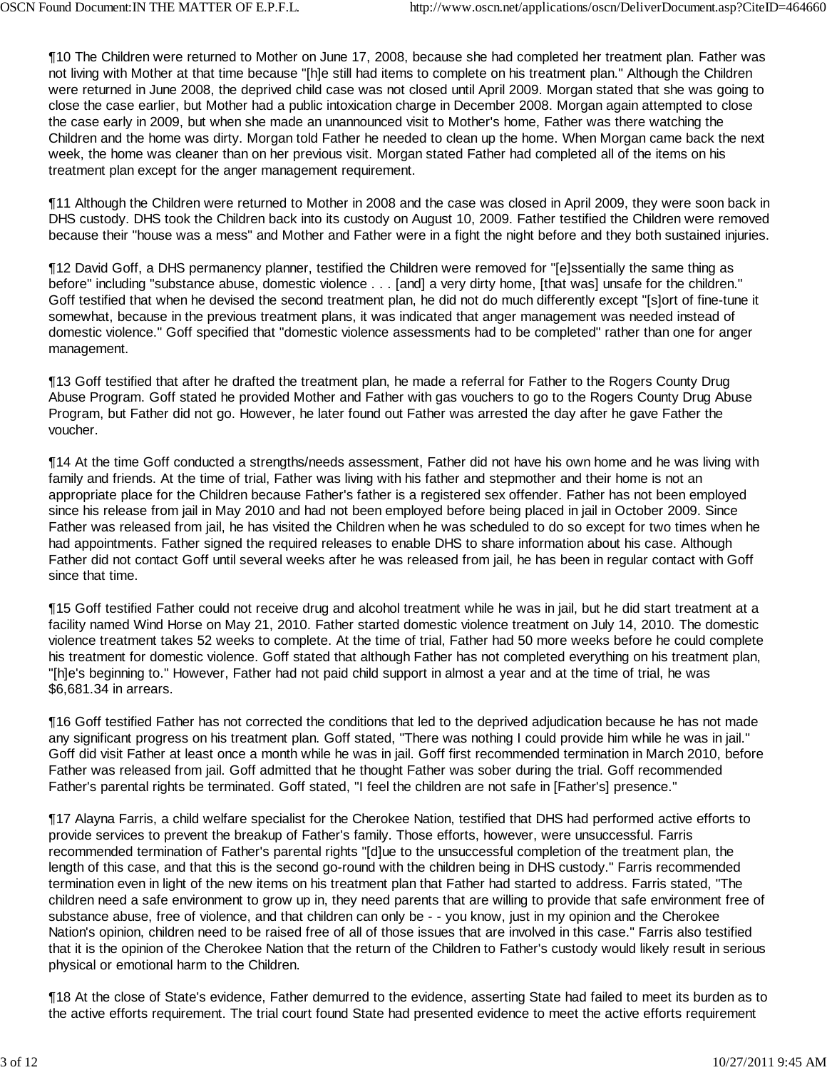¶10 The Children were returned to Mother on June 17, 2008, because she had completed her treatment plan. Father was not living with Mother at that time because "[h]e still had items to complete on his treatment plan." Although the Children were returned in June 2008, the deprived child case was not closed until April 2009. Morgan stated that she was going to close the case earlier, but Mother had a public intoxication charge in December 2008. Morgan again attempted to close the case early in 2009, but when she made an unannounced visit to Mother's home, Father was there watching the Children and the home was dirty. Morgan told Father he needed to clean up the home. When Morgan came back the next week, the home was cleaner than on her previous visit. Morgan stated Father had completed all of the items on his treatment plan except for the anger management requirement.

¶11 Although the Children were returned to Mother in 2008 and the case was closed in April 2009, they were soon back in DHS custody. DHS took the Children back into its custody on August 10, 2009. Father testified the Children were removed because their "house was a mess" and Mother and Father were in a fight the night before and they both sustained injuries.

¶12 David Goff, a DHS permanency planner, testified the Children were removed for "[e]ssentially the same thing as before" including "substance abuse, domestic violence . . . [and] a very dirty home, [that was] unsafe for the children." Goff testified that when he devised the second treatment plan, he did not do much differently except "[s]ort of fine-tune it somewhat, because in the previous treatment plans, it was indicated that anger management was needed instead of domestic violence." Goff specified that "domestic violence assessments had to be completed" rather than one for anger management.

¶13 Goff testified that after he drafted the treatment plan, he made a referral for Father to the Rogers County Drug Abuse Program. Goff stated he provided Mother and Father with gas vouchers to go to the Rogers County Drug Abuse Program, but Father did not go. However, he later found out Father was arrested the day after he gave Father the voucher.

¶14 At the time Goff conducted a strengths/needs assessment, Father did not have his own home and he was living with family and friends. At the time of trial, Father was living with his father and stepmother and their home is not an appropriate place for the Children because Father's father is a registered sex offender. Father has not been employed since his release from jail in May 2010 and had not been employed before being placed in jail in October 2009. Since Father was released from jail, he has visited the Children when he was scheduled to do so except for two times when he had appointments. Father signed the required releases to enable DHS to share information about his case. Although Father did not contact Goff until several weeks after he was released from jail, he has been in regular contact with Goff since that time.

¶15 Goff testified Father could not receive drug and alcohol treatment while he was in jail, but he did start treatment at a facility named Wind Horse on May 21, 2010. Father started domestic violence treatment on July 14, 2010. The domestic violence treatment takes 52 weeks to complete. At the time of trial, Father had 50 more weeks before he could complete his treatment for domestic violence. Goff stated that although Father has not completed everything on his treatment plan, "[h]e's beginning to." However, Father had not paid child support in almost a year and at the time of trial, he was $6,681.34 in arrears.

¶16 Goff testified Father has not corrected the conditions that led to the deprived adjudication because he has not made any significant progress on his treatment plan. Goff stated, "There was nothing I could provide him while he was in jail." Goff did visit Father at least once a month while he was in jail. Goff first recommended termination in March 2010, before Father was released from jail. Goff admitted that he thought Father was sober during the trial. Goff recommended Father's parental rights be terminated. Goff stated, "I feel the children are not safe in [Father's] presence."

¶17 Alayna Farris, a child welfare specialist for the Cherokee Nation, testified that DHS had performed active efforts to provide services to prevent the breakup of Father's family. Those efforts, however, were unsuccessful. Farris recommended termination of Father's parental rights "[d]ue to the unsuccessful completion of the treatment plan, the length of this case, and that this is the second go-round with the children being in DHS custody." Farris recommended termination even in light of the new items on his treatment plan that Father had started to address. Farris stated, "The children need a safe environment to grow up in, they need parents that are willing to provide that safe environment free of substance abuse, free of violence, and that children can only be - - you know, just in my opinion and the Cherokee Nation's opinion, children need to be raised free of all of those issues that are involved in this case." Farris also testified that it is the opinion of the Cherokee Nation that the return of the Children to Father's custody would likely result in serious physical or emotional harm to the Children.

¶18 At the close of State's evidence, Father demurred to the evidence, asserting State had failed to meet its burden as to the active efforts requirement. The trial court found State had presented evidence to meet the active efforts requirement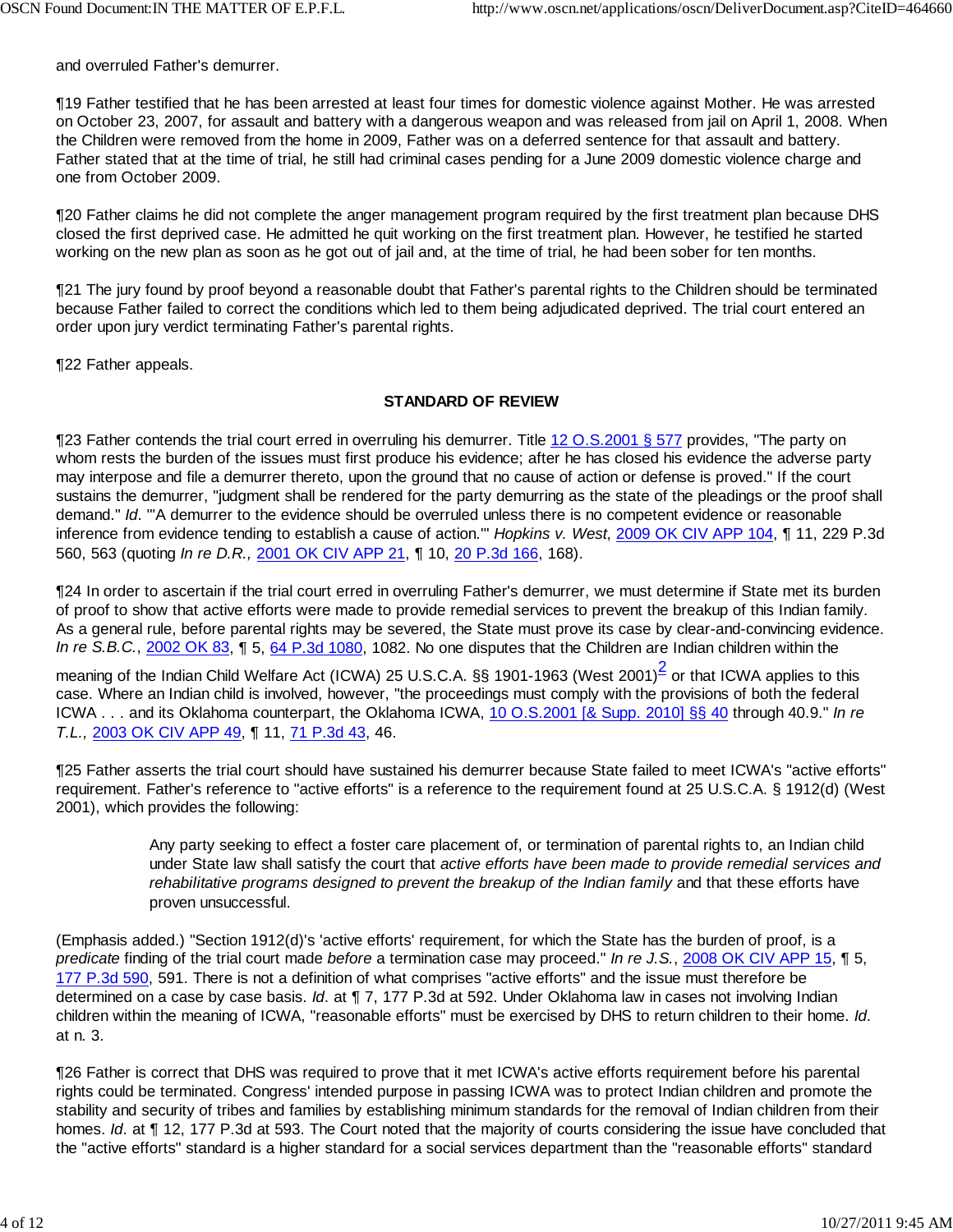and overruled Father's demurrer.

¶19 Father testified that he has been arrested at least four times for domestic violence against Mother. He was arrested on October 23, 2007, for assault and battery with a dangerous weapon and was released from jail on April 1, 2008. When the Children were removed from the home in 2009, Father was on a deferred sentence for that assault and battery. Father stated that at the time of trial, he still had criminal cases pending for a June 2009 domestic violence charge and one from October 2009.

¶20 Father claims he did not complete the anger management program required by the first treatment plan because DHS closed the first deprived case. He admitted he quit working on the first treatment plan. However, he testified he started working on the new plan as soon as he got out of jail and, at the time of trial, he had been sober for ten months.

¶21 The jury found by proof beyond a reasonable doubt that Father's parental rights to the Children should be terminated because Father failed to correct the conditions which led to them being adjudicated deprived. The trial court entered an order upon jury verdict terminating Father's parental rights.

¶22 Father appeals.

## STANDARD OF REVIEW

¶23 Father contends the trial court erred in overruling his demurrer. Title 12 O.S.2001 § 577 provides, "The party on whom rests the burden of the issues must first produce his evidence; after he has closed his evidence the adverse party may interpose and file a demurrer thereto, upon the ground that no cause of action or defense is proved." If the court sustains the demurrer, "judgment shall be rendered for the party demurring as the state of the pleadings or the proof shall demand." *Id.* "'A demurrer to the evidence should be overruled unless there is no competent evidence or reasonable inference from evidence tending to establish a cause of action.'" *Hopkins v. West*, 2009 OK CIV APP 104, ¶ 11, 229 P.3d 560, 563 (quoting *In re D.R.,* 2001 OK CIV APP 21, ¶ 10, 20 P.3d 166, 168).

¶24 In order to ascertain if the trial court erred in overruling Father's demurrer, we must determine if State met its burden of proof to show that active efforts were made to provide remedial services to prevent the breakup of this Indian family. As a general rule, before parental rights may be severed, the State must prove its case by clear-and-convincing evidence. *In re S.B.C.*, 2002 OK 83, ¶ 5, 64 P.3d 1080, 1082. No one disputes that the Children are Indian children within the meaning of the Indian Child Welfare Act (ICWA) 25 U.S.C.A. §§ 1901-1963 (West 2001)[2] or that ICWA applies to this case. Where an Indian child is involved, however, "the proceedings must comply with the provisions of both the federal ICWA . . . and its Oklahoma counterpart, the Oklahoma ICWA, 10 O.S.2001 [& Supp. 2010] §§ 40 through 40.9." *In re T.L.,* 2003 OK CIV APP 49, ¶ 11, 71 P.3d 43, 46.

¶25 Father asserts the trial court should have sustained his demurrer because State failed to meet ICWA's "active efforts" requirement. Father's reference to "active efforts" is a reference to the requirement found at 25 U.S.C.A. § 1912(d) (West 2001), which provides the following:

> Any party seeking to effect a foster care placement of, or termination of parental rights to, an Indian child under State law shall satisfy the court that *active efforts have been made to provide remedial services and rehabilitative programs designed to prevent the breakup of the Indian family* and that these efforts have proven unsuccessful.

(Emphasis added.) "Section 1912(d)'s 'active efforts' requirement, for which the State has the burden of proof, is a *predicate* finding of the trial court made *before* a termination case may proceed." *In re J.S.*, 2008 OK CIV APP 15, ¶ 5, 177 P.3d 590, 591. There is not a definition of what comprises "active efforts" and the issue must therefore be determined on a case by case basis. *Id.* at ¶ 7, 177 P.3d at 592. Under Oklahoma law in cases not involving Indian children within the meaning of ICWA, "reasonable efforts" must be exercised by DHS to return children to their home. *Id.* at n. 3.

¶26 Father is correct that DHS was required to prove that it met ICWA's active efforts requirement before his parental rights could be terminated. Congress' intended purpose in passing ICWA was to protect Indian children and promote the stability and security of tribes and families by establishing minimum standards for the removal of Indian children from their homes. *Id.* at ¶ 12, 177 P.3d at 593. The Court noted that the majority of courts considering the issue have concluded that the "active efforts" standard is a higher standard for a social services department than the "reasonable efforts" standard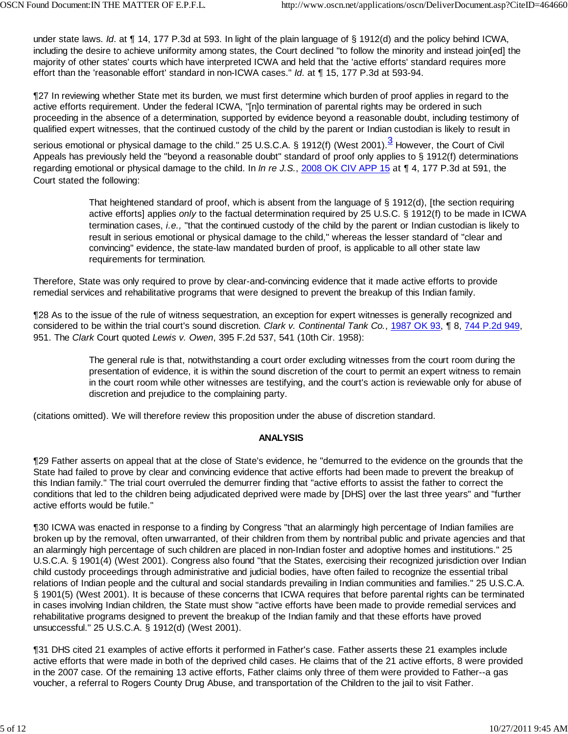under state laws. *Id*. at ¶ 14, 177 P.3d at 593. In light of the plain language of § 1912(d) and the policy behind ICWA, including the desire to achieve uniformity among states, the Court declined "to follow the minority and instead join[ed] the majority of other states' courts which have interpreted ICWA and held that the 'active efforts' standard requires more effort than the 'reasonable effort' standard in non-ICWA cases." *Id.* at ¶ 15, 177 P.3d at 593-94.

¶27 In reviewing whether State met its burden, we must first determine which burden of proof applies in regard to the active efforts requirement. Under the federal ICWA, "[n]o termination of parental rights may be ordered in such proceeding in the absence of a determination, supported by evidence beyond a reasonable doubt, including testimony of qualified expert witnesses, that the continued custody of the child by the parent or Indian custodian is likely to result in serious emotional or physical damage to the child." 25 U.S.C.A. § 1912(f) (West 2001).[3] However, the Court of Civil Appeals has previously held the "beyond a reasonable doubt" standard of proof only applies to § 1912(f) determinations regarding emotional or physical damage to the child. In *In re J.S.*, 2008 OK CIV APP 15 at ¶ 4, 177 P.3d at 591, the Court stated the following:

> That heightened standard of proof, which is absent from the language of § 1912(d), [the section requiring active efforts] applies *only* to the factual determination required by 25 U.S.C. § 1912(f) to be made in ICWA termination cases, *i.e.,* "that the continued custody of the child by the parent or Indian custodian is likely to result in serious emotional or physical damage to the child," whereas the lesser standard of "clear and convincing" evidence, the state-law mandated burden of proof, is applicable to all other state law requirements for termination.

Therefore, State was only required to prove by clear-and-convincing evidence that it made active efforts to provide remedial services and rehabilitative programs that were designed to prevent the breakup of this Indian family.

¶28 As to the issue of the rule of witness sequestration, an exception for expert witnesses is generally recognized and considered to be within the trial court's sound discretion. *Clark v. Continental Tank Co.*, 1987 OK 93, ¶ 8, 744 P.2d 949, 951. The *Clark* Court quoted *Lewis v. Owen*, 395 F.2d 537, 541 (10th Cir. 1958):

> The general rule is that, notwithstanding a court order excluding witnesses from the court room during the presentation of evidence, it is within the sound discretion of the court to permit an expert witness to remain in the court room while other witnesses are testifying, and the court's action is reviewable only for abuse of discretion and prejudice to the complaining party.

(citations omitted). We will therefore review this proposition under the abuse of discretion standard.

## ANALYSIS

¶29 Father asserts on appeal that at the close of State's evidence, he "demurred to the evidence on the grounds that the State had failed to prove by clear and convincing evidence that active efforts had been made to prevent the breakup of this Indian family." The trial court overruled the demurrer finding that "active efforts to assist the father to correct the conditions that led to the children being adjudicated deprived were made by [DHS] over the last three years" and "further active efforts would be futile."

¶30 ICWA was enacted in response to a finding by Congress "that an alarmingly high percentage of Indian families are broken up by the removal, often unwarranted, of their children from them by nontribal public and private agencies and that an alarmingly high percentage of such children are placed in non-Indian foster and adoptive homes and institutions." 25 U.S.C.A. § 1901(4) (West 2001). Congress also found "that the States, exercising their recognized jurisdiction over Indian child custody proceedings through administrative and judicial bodies, have often failed to recognize the essential tribal relations of Indian people and the cultural and social standards prevailing in Indian communities and families." 25 U.S.C.A. § 1901(5) (West 2001). It is because of these concerns that ICWA requires that before parental rights can be terminated in cases involving Indian children, the State must show "active efforts have been made to provide remedial services and rehabilitative programs designed to prevent the breakup of the Indian family and that these efforts have proved unsuccessful." 25 U.S.C.A. § 1912(d) (West 2001).

¶31 DHS cited 21 examples of active efforts it performed in Father's case. Father asserts these 21 examples include active efforts that were made in both of the deprived child cases. He claims that of the 21 active efforts, 8 were provided in the 2007 case. Of the remaining 13 active efforts, Father claims only three of them were provided to Father--a gas voucher, a referral to Rogers County Drug Abuse, and transportation of the Children to the jail to visit Father.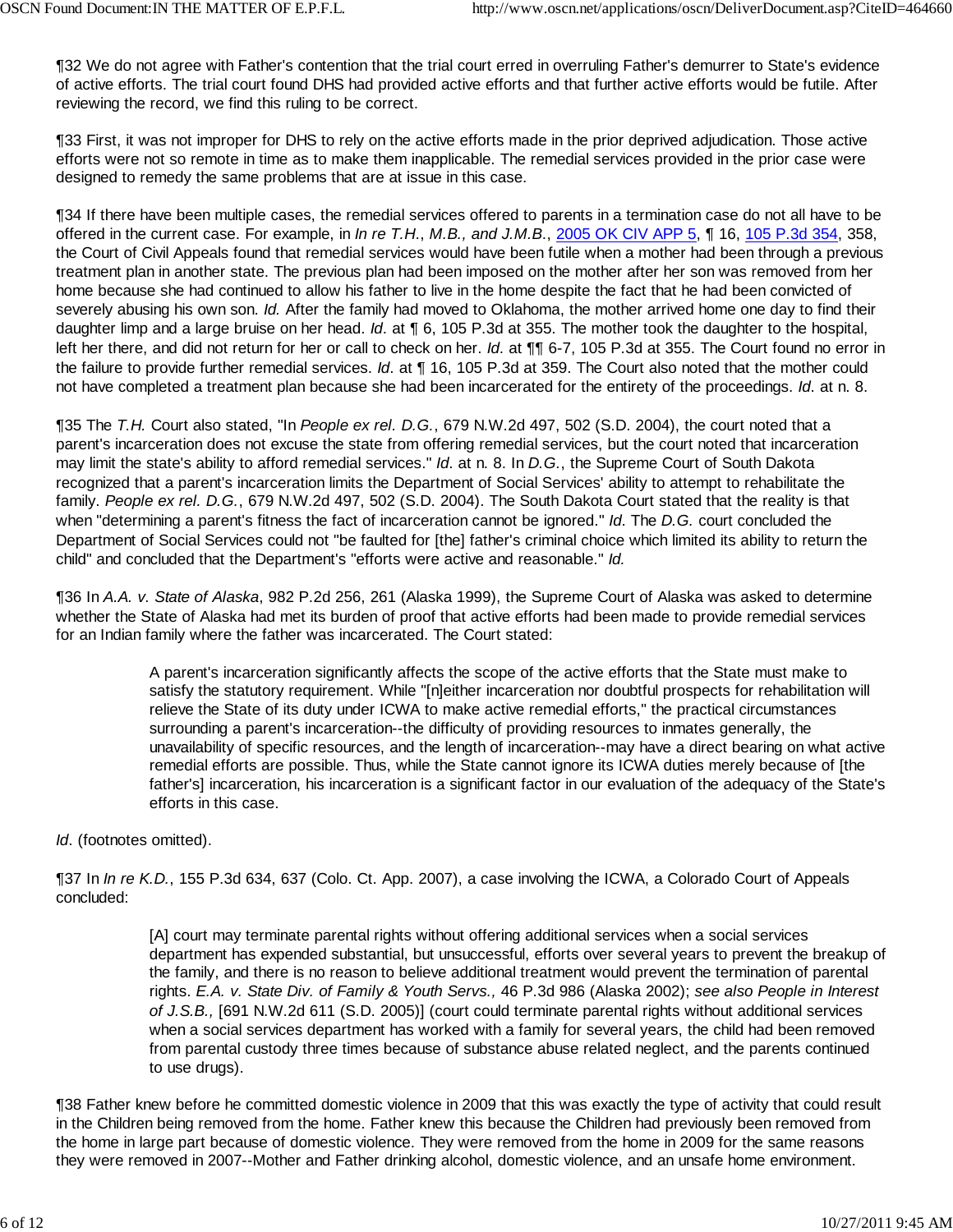¶32 We do not agree with Father's contention that the trial court erred in overruling Father's demurrer to State's evidence of active efforts. The trial court found DHS had provided active efforts and that further active efforts would be futile. After reviewing the record, we find this ruling to be correct.

¶33 First, it was not improper for DHS to rely on the active efforts made in the prior deprived adjudication. Those active efforts were not so remote in time as to make them inapplicable. The remedial services provided in the prior case were designed to remedy the same problems that are at issue in this case.

¶34 If there have been multiple cases, the remedial services offered to parents in a termination case do not all have to be offered in the current case. For example, in *In re T.H., M.B., and J.M.B.*, 2005 OK CIV APP 5, ¶ 16, 105 P.3d 354, 358, the Court of Civil Appeals found that remedial services would have been futile when a mother had been through a previous treatment plan in another state. The previous plan had been imposed on the mother after her son was removed from her home because she had continued to allow his father to live in the home despite the fact that he had been convicted of severely abusing his own son. *Id.* After the family had moved to Oklahoma, the mother arrived home one day to find their daughter limp and a large bruise on her head. *Id.* at ¶ 6, 105 P.3d at 355. The mother took the daughter to the hospital, left her there, and did not return for her or call to check on her. *Id.* at ¶¶ 6-7, 105 P.3d at 355. The Court found no error in the failure to provide further remedial services. *Id.* at ¶ 16, 105 P.3d at 359. The Court also noted that the mother could not have completed a treatment plan because she had been incarcerated for the entirety of the proceedings. *Id.* at n. 8.

¶35 The *T.H.* Court also stated, "In *People ex rel. D.G.*, 679 N.W.2d 497, 502 (S.D. 2004), the court noted that a parent's incarceration does not excuse the state from offering remedial services, but the court noted that incarceration may limit the state's ability to afford remedial services." *Id.* at n. 8. In *D.G.*, the Supreme Court of South Dakota recognized that a parent's incarceration limits the Department of Social Services' ability to attempt to rehabilitate the family. *People ex rel. D.G.*, 679 N.W.2d 497, 502 (S.D. 2004). The South Dakota Court stated that the reality is that when "determining a parent's fitness the fact of incarceration cannot be ignored." *Id.* The *D.G.* court concluded the Department of Social Services could not "be faulted for [the] father's criminal choice which limited its ability to return the child" and concluded that the Department's "efforts were active and reasonable." *Id.*

¶36 In *A.A. v. State of Alaska*, 982 P.2d 256, 261 (Alaska 1999), the Supreme Court of Alaska was asked to determine whether the State of Alaska had met its burden of proof that active efforts had been made to provide remedial services for an Indian family where the father was incarcerated. The Court stated:

> A parent's incarceration significantly affects the scope of the active efforts that the State must make to satisfy the statutory requirement. While "[n]either incarceration nor doubtful prospects for rehabilitation will relieve the State of its duty under ICWA to make active remedial efforts," the practical circumstances surrounding a parent's incarceration--the difficulty of providing resources to inmates generally, the unavailability of specific resources, and the length of incarceration--may have a direct bearing on what active remedial efforts are possible. Thus, while the State cannot ignore its ICWA duties merely because of [the father's] incarceration, his incarceration is a significant factor in our evaluation of the adequacy of the State's efforts in this case.

*Id.* (footnotes omitted).

¶37 In *In re K.D.*, 155 P.3d 634, 637 (Colo. Ct. App. 2007), a case involving the ICWA, a Colorado Court of Appeals concluded:

> [A] court may terminate parental rights without offering additional services when a social services department has expended substantial, but unsuccessful, efforts over several years to prevent the breakup of the family, and there is no reason to believe additional treatment would prevent the termination of parental rights. *E.A. v. State Div. of Family & Youth Servs.,* 46 P.3d 986 (Alaska 2002); *see also People in Interest of J.S.B.,* [691 N.W.2d 611 (S.D. 2005)] (court could terminate parental rights without additional services when a social services department has worked with a family for several years, the child had been removed from parental custody three times because of substance abuse related neglect, and the parents continued to use drugs).

¶38 Father knew before he committed domestic violence in 2009 that this was exactly the type of activity that could result in the Children being removed from the home. Father knew this because the Children had previously been removed from the home in large part because of domestic violence. They were removed from the home in 2009 for the same reasons they were removed in 2007--Mother and Father drinking alcohol, domestic violence, and an unsafe home environment.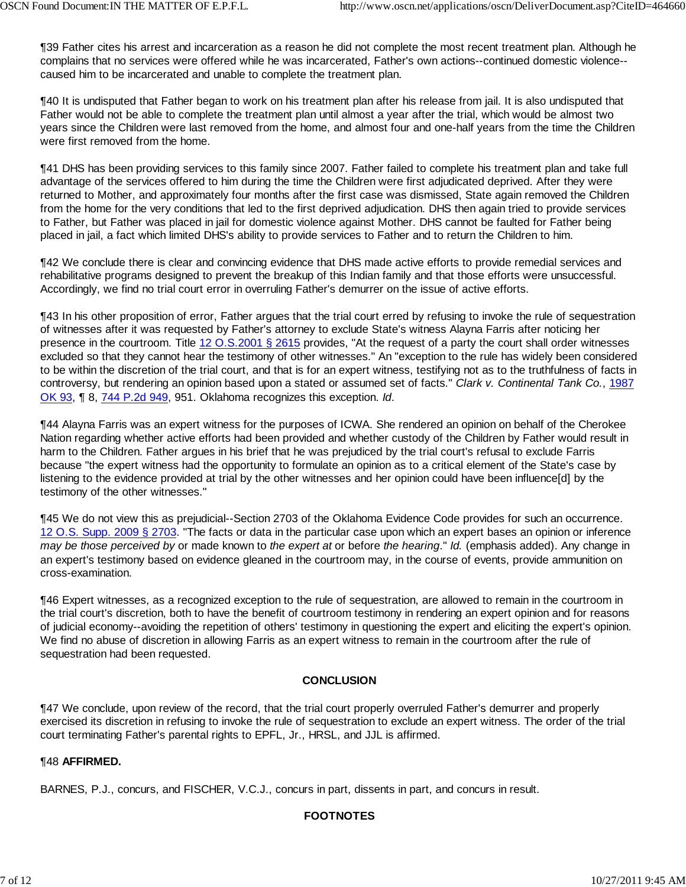¶39 Father cites his arrest and incarceration as a reason he did not complete the most recent treatment plan. Although he complains that no services were offered while he was incarcerated, Father's own actions--continued domestic violence--caused him to be incarcerated and unable to complete the treatment plan.

¶40 It is undisputed that Father began to work on his treatment plan after his release from jail. It is also undisputed that Father would not be able to complete the treatment plan until almost a year after the trial, which would be almost two years since the Children were last removed from the home, and almost four and one-half years from the time the Children were first removed from the home.

¶41 DHS has been providing services to this family since 2007. Father failed to complete his treatment plan and take full advantage of the services offered to him during the time the Children were first adjudicated deprived. After they were returned to Mother, and approximately four months after the first case was dismissed, State again removed the Children from the home for the very conditions that led to the first deprived adjudication. DHS then again tried to provide services to Father, but Father was placed in jail for domestic violence against Mother. DHS cannot be faulted for Father being placed in jail, a fact which limited DHS's ability to provide services to Father and to return the Children to him.

¶42 We conclude there is clear and convincing evidence that DHS made active efforts to provide remedial services and rehabilitative programs designed to prevent the breakup of this Indian family and that those efforts were unsuccessful. Accordingly, we find no trial court error in overruling Father's demurrer on the issue of active efforts.

¶43 In his other proposition of error, Father argues that the trial court erred by refusing to invoke the rule of sequestration of witnesses after it was requested by Father's attorney to exclude State's witness Alayna Farris after noticing her presence in the courtroom. Title 12 O.S.2001 § 2615 provides, "At the request of a party the court shall order witnesses excluded so that they cannot hear the testimony of other witnesses." An "exception to the rule has widely been considered to be within the discretion of the trial court, and that is for an expert witness, testifying not as to the truthfulness of facts in controversy, but rendering an opinion based upon a stated or assumed set of facts." *Clark v. Continental Tank Co.*, 1987 OK 93, ¶ 8, 744 P.2d 949, 951. Oklahoma recognizes this exception. *Id*.

¶44 Alayna Farris was an expert witness for the purposes of ICWA. She rendered an opinion on behalf of the Cherokee Nation regarding whether active efforts had been provided and whether custody of the Children by Father would result in harm to the Children. Father argues in his brief that he was prejudiced by the trial court's refusal to exclude Farris because "the expert witness had the opportunity to formulate an opinion as to a critical element of the State's case by listening to the evidence provided at trial by the other witnesses and her opinion could have been influence[d] by the testimony of the other witnesses."

¶45 We do not view this as prejudicial--Section 2703 of the Oklahoma Evidence Code provides for such an occurrence. 12 O.S. Supp. 2009 § 2703. "The facts or data in the particular case upon which an expert bases an opinion or inference *may be those perceived by* or made known to *the expert at* or before *the hearing*." *Id.* (emphasis added). Any change in an expert's testimony based on evidence gleaned in the courtroom may, in the course of events, provide ammunition on cross-examination.

¶46 Expert witnesses, as a recognized exception to the rule of sequestration, are allowed to remain in the courtroom in the trial court's discretion, both to have the benefit of courtroom testimony in rendering an expert opinion and for reasons of judicial economy--avoiding the repetition of others' testimony in questioning the expert and eliciting the expert's opinion. We find no abuse of discretion in allowing Farris as an expert witness to remain in the courtroom after the rule of sequestration had been requested.

## CONCLUSION

¶47 We conclude, upon review of the record, that the trial court properly overruled Father's demurrer and properly exercised its discretion in refusing to invoke the rule of sequestration to exclude an expert witness. The order of the trial court terminating Father's parental rights to EPFL, Jr., HRSL, and JJL is affirmed.

¶48 **AFFIRMED.**

BARNES, P.J., concurs, and FISCHER, V.C.J., concurs in part, dissents in part, and concurs in result.

## FOOTNOTES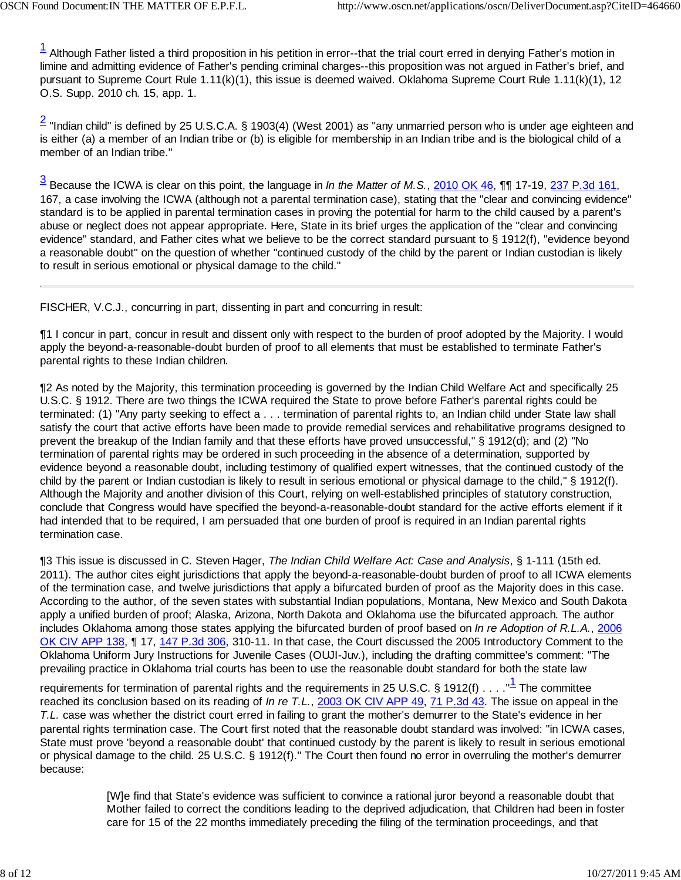[1] Although Father listed a third proposition in his petition in error--that the trial court erred in denying Father's motion in limine and admitting evidence of Father's pending criminal charges--this proposition was not argued in Father's brief, and pursuant to Supreme Court Rule 1.11(k)(1), this issue is deemed waived. Oklahoma Supreme Court Rule 1.11(k)(1), 12 O.S. Supp. 2010 ch. 15, app. 1.

[2] "Indian child" is defined by 25 U.S.C.A. § 1903(4) (West 2001) as "any unmarried person who is under age eighteen and is either (a) a member of an Indian tribe or (b) is eligible for membership in an Indian tribe and is the biological child of a member of an Indian tribe."

[3] Because the ICWA is clear on this point, the language in *In the Matter of M.S.*, 2010 OK 46, ¶¶ 17-19, 237 P.3d 161, 167, a case involving the ICWA (although not a parental termination case), stating that the "clear and convincing evidence" standard is to be applied in parental termination cases in proving the potential for harm to the child caused by a parent's abuse or neglect does not appear appropriate. Here, State in its brief urges the application of the "clear and convincing evidence" standard, and Father cites what we believe to be the correct standard pursuant to § 1912(f), "evidence beyond a reasonable doubt" on the question of whether "continued custody of the child by the parent or Indian custodian is likely to result in serious emotional or physical damage to the child."

---

FISCHER, V.C.J., concurring in part, dissenting in part and concurring in result:

¶1 I concur in part, concur in result and dissent only with respect to the burden of proof adopted by the Majority. I would apply the beyond-a-reasonable-doubt burden of proof to all elements that must be established to terminate Father's parental rights to these Indian children.

¶2 As noted by the Majority, this termination proceeding is governed by the Indian Child Welfare Act and specifically 25 U.S.C. § 1912. There are two things the ICWA required the State to prove before Father's parental rights could be terminated: (1) "Any party seeking to effect a . . . termination of parental rights to, an Indian child under State law shall satisfy the court that active efforts have been made to provide remedial services and rehabilitative programs designed to prevent the breakup of the Indian family and that these efforts have proved unsuccessful," § 1912(d); and (2) "No termination of parental rights may be ordered in such proceeding in the absence of a determination, supported by evidence beyond a reasonable doubt, including testimony of qualified expert witnesses, that the continued custody of the child by the parent or Indian custodian is likely to result in serious emotional or physical damage to the child," § 1912(f). Although the Majority and another division of this Court, relying on well-established principles of statutory construction, conclude that Congress would have specified the beyond-a-reasonable-doubt standard for the active efforts element if it had intended that to be required, I am persuaded that one burden of proof is required in an Indian parental rights termination case.

¶3 This issue is discussed in C. Steven Hager, *The Indian Child Welfare Act: Case and Analysis*, § 1-111 (15th ed. 2011). The author cites eight jurisdictions that apply the beyond-a-reasonable-doubt burden of proof to all ICWA elements of the termination case, and twelve jurisdictions that apply a bifurcated burden of proof as the Majority does in this case. According to the author, of the seven states with substantial Indian populations, Montana, New Mexico and South Dakota apply a unified burden of proof; Alaska, Arizona, North Dakota and Oklahoma use the bifurcated approach. The author includes Oklahoma among those states applying the bifurcated burden of proof based on *In re Adoption of R.L.A.*, 2006 OK CIV APP 138, ¶ 17, 147 P.3d 306, 310-11. In that case, the Court discussed the 2005 Introductory Comment to the Oklahoma Uniform Jury Instructions for Juvenile Cases (OUJI-Juv.), including the drafting committee's comment: "The prevailing practice in Oklahoma trial courts has been to use the reasonable doubt standard for both the state law requirements for termination of parental rights and the requirements in 25 U.S.C. § 1912(f) . . . ."[1] The committee reached its conclusion based on its reading of *In re T.L.*, 2003 OK CIV APP 49, 71 P.3d 43. The issue on appeal in the *T.L.* case was whether the district court erred in failing to grant the mother's demurrer to the State's evidence in her parental rights termination case. The Court first noted that the reasonable doubt standard was involved: "in ICWA cases, State must prove 'beyond a reasonable doubt' that continued custody by the parent is likely to result in serious emotional or physical damage to the child. 25 U.S.C. § 1912(f)." The Court then found no error in overruling the mother's demurrer because:

> [W]e find that State's evidence was sufficient to convince a rational juror beyond a reasonable doubt that Mother failed to correct the conditions leading to the deprived adjudication, that Children had been in foster care for 15 of the 22 months immediately preceding the filing of the termination proceedings, and that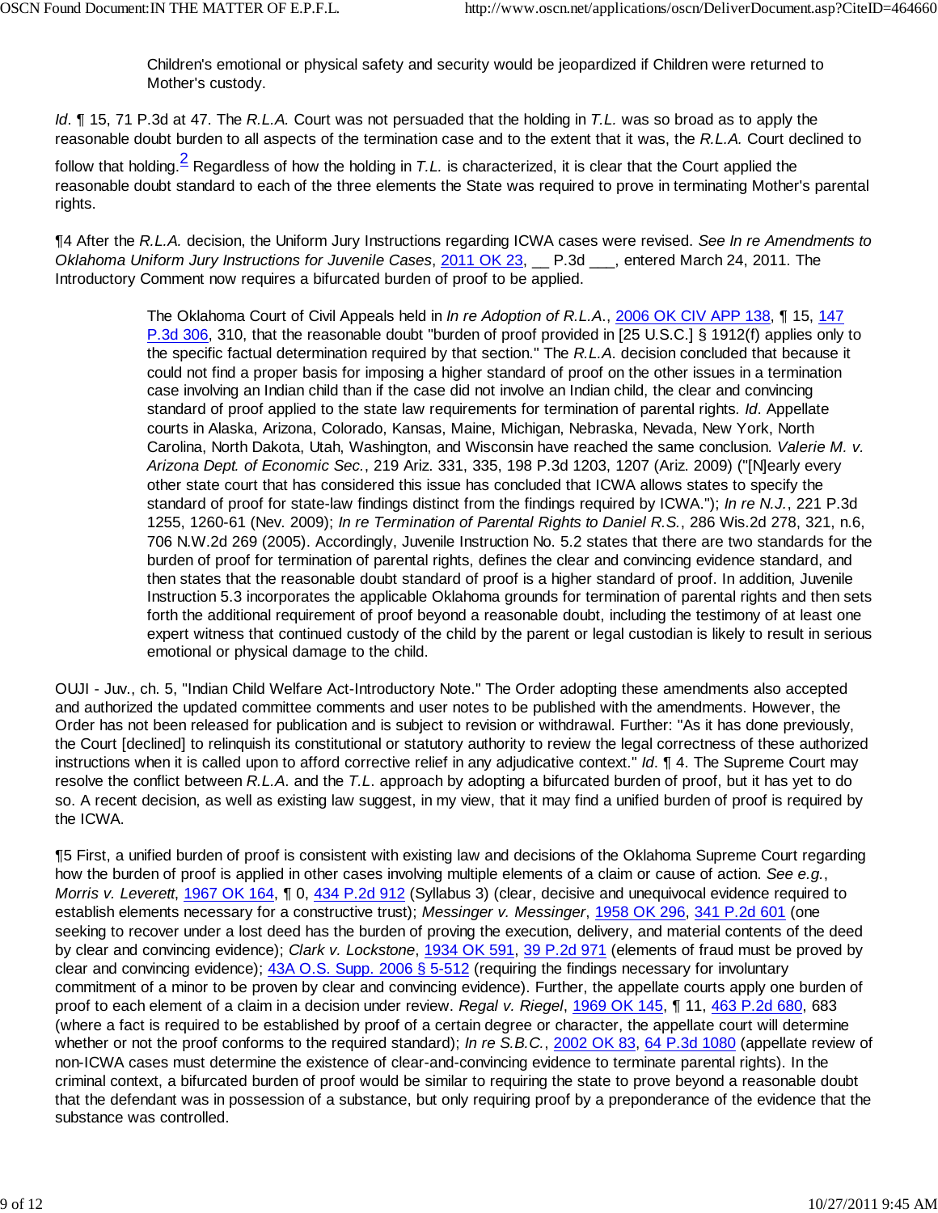> Children's emotional or physical safety and security would be jeopardized if Children were returned to Mother's custody.

*Id.* ¶ 15, 71 P.3d at 47. The *R.L.A.* Court was not persuaded that the holding in *T.L.* was so broad as to apply the reasonable doubt burden to all aspects of the termination case and to the extent that it was, the *R.L.A.* Court declined to follow that holding.[2] Regardless of how the holding in *T.L.* is characterized, it is clear that the Court applied the reasonable doubt standard to each of the three elements the State was required to prove in terminating Mother's parental rights.

¶4 After the *R.L.A.* decision, the Uniform Jury Instructions regarding ICWA cases were revised. *See In re Amendments to Oklahoma Uniform Jury Instructions for Juvenile Cases*, 2011 OK 23, __ P.3d ___, entered March 24, 2011. The Introductory Comment now requires a bifurcated burden of proof to be applied.

> The Oklahoma Court of Civil Appeals held in *In re Adoption of R.L.A.*, 2006 OK CIV APP 138, ¶ 15, 147 P.3d 306, 310, that the reasonable doubt "burden of proof provided in [25 U.S.C.] § 1912(f) applies only to the specific factual determination required by that section." The *R.L.A.* decision concluded that because it could not find a proper basis for imposing a higher standard of proof on the other issues in a termination case involving an Indian child than if the case did not involve an Indian child, the clear and convincing standard of proof applied to the state law requirements for termination of parental rights. *Id.* Appellate courts in Alaska, Arizona, Colorado, Kansas, Maine, Michigan, Nebraska, Nevada, New York, North Carolina, North Dakota, Utah, Washington, and Wisconsin have reached the same conclusion. *Valerie M. v. Arizona Dept. of Economic Sec.*, 219 Ariz. 331, 335, 198 P.3d 1203, 1207 (Ariz. 2009) ("[N]early every other state court that has considered this issue has concluded that ICWA allows states to specify the standard of proof for state-law findings distinct from the findings required by ICWA."); *In re N.J.*, 221 P.3d 1255, 1260-61 (Nev. 2009); *In re Termination of Parental Rights to Daniel R.S.*, 286 Wis.2d 278, 321, n.6, 706 N.W.2d 269 (2005). Accordingly, Juvenile Instruction No. 5.2 states that there are two standards for the burden of proof for termination of parental rights, defines the clear and convincing evidence standard, and then states that the reasonable doubt standard of proof is a higher standard of proof. In addition, Juvenile Instruction 5.3 incorporates the applicable Oklahoma grounds for termination of parental rights and then sets forth the additional requirement of proof beyond a reasonable doubt, including the testimony of at least one expert witness that continued custody of the child by the parent or legal custodian is likely to result in serious emotional or physical damage to the child.

OUJI - Juv., ch. 5, "Indian Child Welfare Act-Introductory Note." The Order adopting these amendments also accepted and authorized the updated committee comments and user notes to be published with the amendments. However, the Order has not been released for publication and is subject to revision or withdrawal. Further: "As it has done previously, the Court [declined] to relinquish its constitutional or statutory authority to review the legal correctness of these authorized instructions when it is called upon to afford corrective relief in any adjudicative context." *Id.* ¶ 4. The Supreme Court may resolve the conflict between *R.L.A.* and the *T.L.* approach by adopting a bifurcated burden of proof, but it has yet to do so. A recent decision, as well as existing law suggest, in my view, that it may find a unified burden of proof is required by the ICWA.

¶5 First, a unified burden of proof is consistent with existing law and decisions of the Oklahoma Supreme Court regarding how the burden of proof is applied in other cases involving multiple elements of a claim or cause of action. *See e.g.*, *Morris v. Leverett*, 1967 OK 164, ¶ 0, 434 P.2d 912 (Syllabus 3) (clear, decisive and unequivocal evidence required to establish elements necessary for a constructive trust); *Messinger v. Messinger*, 1958 OK 296, 341 P.2d 601 (one seeking to recover under a lost deed has the burden of proving the execution, delivery, and material contents of the deed by clear and convincing evidence); *Clark v. Lockstone*, 1934 OK 591, 39 P.2d 971 (elements of fraud must be proved by clear and convincing evidence); 43A O.S. Supp. 2006 § 5-512 (requiring the findings necessary for involuntary commitment of a minor to be proven by clear and convincing evidence). Further, the appellate courts apply one burden of proof to each element of a claim in a decision under review. *Regal v. Riegel*, 1969 OK 145, ¶ 11, 463 P.2d 680, 683 (where a fact is required to be established by proof of a certain degree or character, the appellate court will determine whether or not the proof conforms to the required standard); *In re S.B.C.*, 2002 OK 83, 64 P.3d 1080 (appellate review of non-ICWA cases must determine the existence of clear-and-convincing evidence to terminate parental rights). In the criminal context, a bifurcated burden of proof would be similar to requiring the state to prove beyond a reasonable doubt that the defendant was in possession of a substance, but only requiring proof by a preponderance of the evidence that the substance was controlled.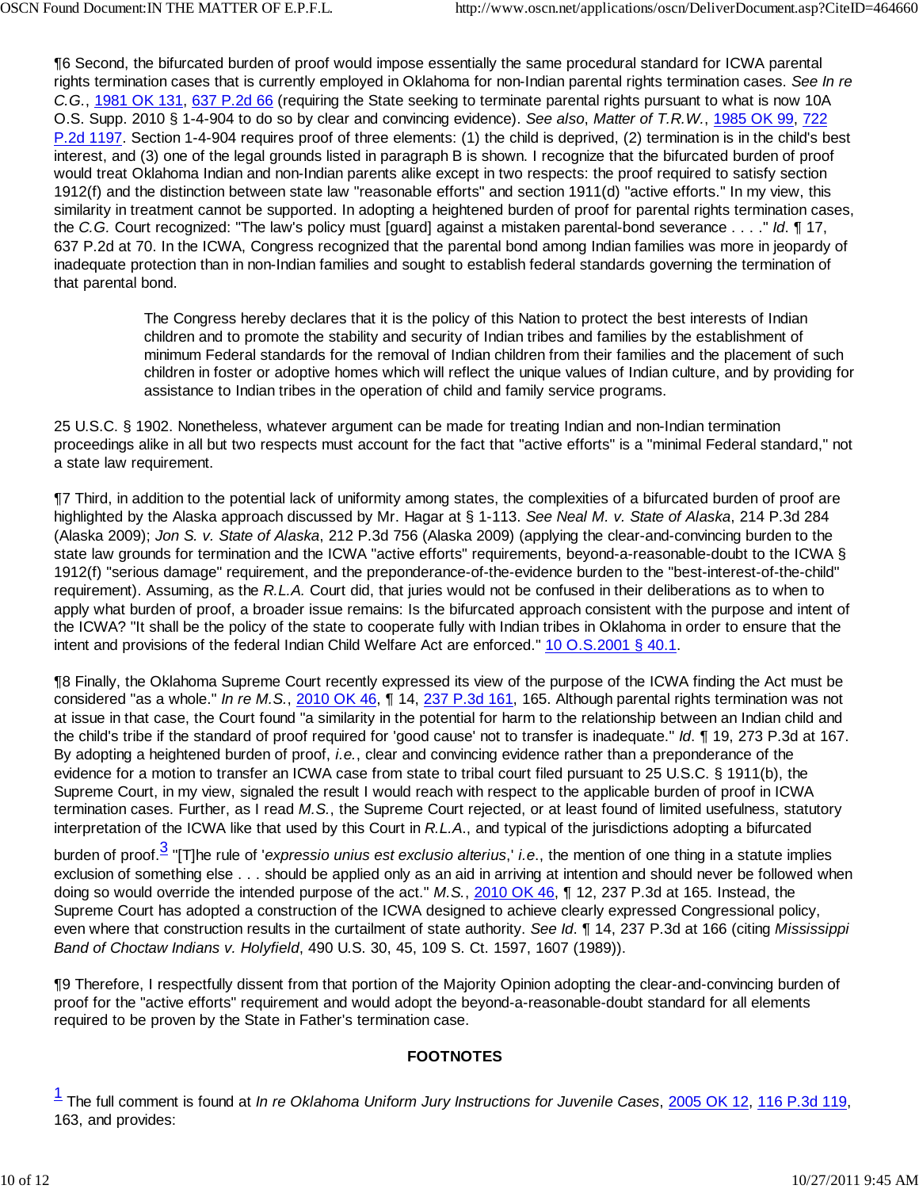¶6 Second, the bifurcated burden of proof would impose essentially the same procedural standard for ICWA parental rights termination cases that is currently employed in Oklahoma for non-Indian parental rights termination cases. *See In re C.G.*, 1981 OK 131, 637 P.2d 66 (requiring the State seeking to terminate parental rights pursuant to what is now 10A O.S. Supp. 2010 § 1-4-904 to do so by clear and convincing evidence). *See also*, *Matter of T.R.W.*, 1985 OK 99, 722 P.2d 1197. Section 1-4-904 requires proof of three elements: (1) the child is deprived, (2) termination is in the child's best interest, and (3) one of the legal grounds listed in paragraph B is shown. I recognize that the bifurcated burden of proof would treat Oklahoma Indian and non-Indian parents alike except in two respects: the proof required to satisfy section 1912(f) and the distinction between state law "reasonable efforts" and section 1911(d) "active efforts." In my view, this similarity in treatment cannot be supported. In adopting a heightened burden of proof for parental rights termination cases, the *C.G.* Court recognized: "The law's policy must [guard] against a mistaken parental-bond severance . . . ." *Id.* ¶ 17, 637 P.2d at 70. In the ICWA, Congress recognized that the parental bond among Indian families was more in jeopardy of inadequate protection than in non-Indian families and sought to establish federal standards governing the termination of that parental bond.

> The Congress hereby declares that it is the policy of this Nation to protect the best interests of Indian children and to promote the stability and security of Indian tribes and families by the establishment of minimum Federal standards for the removal of Indian children from their families and the placement of such children in foster or adoptive homes which will reflect the unique values of Indian culture, and by providing for assistance to Indian tribes in the operation of child and family service programs.

25 U.S.C. § 1902. Nonetheless, whatever argument can be made for treating Indian and non-Indian termination proceedings alike in all but two respects must account for the fact that "active efforts" is a "minimal Federal standard," not a state law requirement.

¶7 Third, in addition to the potential lack of uniformity among states, the complexities of a bifurcated burden of proof are highlighted by the Alaska approach discussed by Mr. Hagar at § 1-113. *See Neal M. v. State of Alaska*, 214 P.3d 284 (Alaska 2009); *Jon S. v. State of Alaska*, 212 P.3d 756 (Alaska 2009) (applying the clear-and-convincing burden to the state law grounds for termination and the ICWA "active efforts" requirements, beyond-a-reasonable-doubt to the ICWA § 1912(f) "serious damage" requirement, and the preponderance-of-the-evidence burden to the "best-interest-of-the-child" requirement). Assuming, as the *R.L.A.* Court did, that juries would not be confused in their deliberations as to when to apply what burden of proof, a broader issue remains: Is the bifurcated approach consistent with the purpose and intent of the ICWA? "It shall be the policy of the state to cooperate fully with Indian tribes in Oklahoma in order to ensure that the intent and provisions of the federal Indian Child Welfare Act are enforced." 10 O.S.2001 § 40.1.

¶8 Finally, the Oklahoma Supreme Court recently expressed its view of the purpose of the ICWA finding the Act must be considered "as a whole." *In re M.S.*, 2010 OK 46, ¶ 14, 237 P.3d 161, 165. Although parental rights termination was not at issue in that case, the Court found "a similarity in the potential for harm to the relationship between an Indian child and the child's tribe if the standard of proof required for 'good cause' not to transfer is inadequate." *Id.* ¶ 19, 273 P.3d at 167. By adopting a heightened burden of proof, *i.e.*, clear and convincing evidence rather than a preponderance of the evidence for a motion to transfer an ICWA case from state to tribal court filed pursuant to 25 U.S.C. § 1911(b), the Supreme Court, in my view, signaled the result I would reach with respect to the applicable burden of proof in ICWA termination cases. Further, as I read *M.S.*, the Supreme Court rejected, or at least found of limited usefulness, statutory interpretation of the ICWA like that used by this Court in *R.L.A.*, and typical of the jurisdictions adopting a bifurcated burden of proof.[3] "[T]he rule of '*expressio unius est exclusio alterius*,' *i.e.*, the mention of one thing in a statute implies exclusion of something else . . . should be applied only as an aid in arriving at intention and should never be followed when doing so would override the intended purpose of the act." *M.S.*, 2010 OK 46, ¶ 12, 237 P.3d at 165. Instead, the Supreme Court has adopted a construction of the ICWA designed to achieve clearly expressed Congressional policy, even where that construction results in the curtailment of state authority. *See Id.* ¶ 14, 237 P.3d at 166 (citing *Mississippi Band of Choctaw Indians v. Holyfield*, 490 U.S. 30, 45, 109 S. Ct. 1597, 1607 (1989)).

¶9 Therefore, I respectfully dissent from that portion of the Majority Opinion adopting the clear-and-convincing burden of proof for the "active efforts" requirement and would adopt the beyond-a-reasonable-doubt standard for all elements required to be proven by the State in Father's termination case.

**FOOTNOTES**

[1] The full comment is found at *In re Oklahoma Uniform Jury Instructions for Juvenile Cases*, 2005 OK 12, 116 P.3d 119, 163, and provides: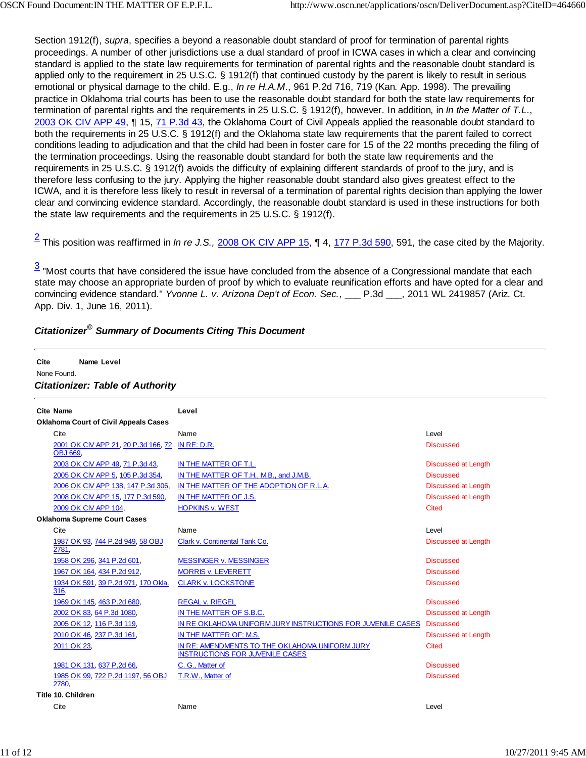Section 1912(f), *supra*, specifies a beyond a reasonable doubt standard of proof for termination of parental rights proceedings. A number of other jurisdictions use a dual standard of proof in ICWA cases in which a clear and convincing standard is applied to the state law requirements for termination of parental rights and the reasonable doubt standard is applied only to the requirement in 25 U.S.C. § 1912(f) that continued custody by the parent is likely to result in serious emotional or physical damage to the child. E.g., *In re H.A.M.*, 961 P.2d 716, 719 (Kan. App. 1998). The prevailing practice in Oklahoma trial courts has been to use the reasonable doubt standard for both the state law requirements for termination of parental rights and the requirements in 25 U.S.C. § 1912(f), however. In addition, in *In the Matter of T.L.*, 2003 OK CIV APP 49, ¶ 15, 71 P.3d 43, the Oklahoma Court of Civil Appeals applied the reasonable doubt standard to both the requirements in 25 U.S.C. § 1912(f) and the Oklahoma state law requirements that the parent failed to correct conditions leading to adjudication and that the child had been in foster care for 15 of the 22 months preceding the filing of the termination proceedings. Using the reasonable doubt standard for both the state law requirements and the requirements in 25 U.S.C. § 1912(f) avoids the difficulty of explaining different standards of proof to the jury, and is therefore less confusing to the jury. Applying the higher reasonable doubt standard also gives greatest effect to the ICWA, and it is therefore less likely to result in reversal of a termination of parental rights decision than applying the lower clear and convincing evidence standard. Accordingly, the reasonable doubt standard is used in these instructions for both the state law requirements and the requirements in 25 U.S.C. § 1912(f).

2 This position was reaffirmed in *In re J.S.,* 2008 OK CIV APP 15, ¶ 4, 177 P.3d 590, 591, the case cited by the Majority.

3 "Most courts that have considered the issue have concluded from the absence of a Congressional mandate that each state may choose an appropriate burden of proof by which to evaluate reunification efforts and have opted for a clear and convincing evidence standard." *Yvonne L. v. Arizona Dep't of Econ. Sec.*, ___ P.3d ___, 2011 WL 2419857 (Ariz. Ct. App. Div. 1, June 16, 2011).

### *Citationizer© Summary of Documents Citing This Document*

| Cite | Name | Level |
|---|---|---|
| None Found. | | |

### *Citationizer: Table of Authority*

| Cite | Name | Level |
|---|---|---|
| **Oklahoma Court of Civil Appeals Cases** | | |
| 2001 OK CIV APP 21, 20 P.3d 166, 72 OBJ 669, | IN RE: D.R. | Discussed |
| 2003 OK CIV APP 49, 71 P.3d 43, | IN THE MATTER OF T.L. | Discussed at Length |
| 2005 OK CIV APP 5, 105 P.3d 354, | IN THE MATTER OF T.H., M.B., and J.M.B. | Discussed |
| 2006 OK CIV APP 138, 147 P.3d 306, | IN THE MATTER OF THE ADOPTION OF R.L.A. | Discussed at Length |
| 2008 OK CIV APP 15, 177 P.3d 590, | IN THE MATTER OF J.S. | Discussed at Length |
| 2009 OK CIV APP 104, | HOPKINS v. WEST | Cited |
| **Oklahoma Supreme Court Cases** | | |
| 1987 OK 93, 744 P.2d 949, 58 OBJ 2781, | Clark v. Continental Tank Co. | Discussed at Length |
| 1958 OK 296, 341 P.2d 601, | MESSINGER v. MESSINGER | Discussed |
| 1967 OK 164, 434 P.2d 912, | MORRIS v. LEVERETT | Discussed |
| 1934 OK 591, 39 P.2d 971, 170 Okla. 316, | CLARK v. LOCKSTONE | Discussed |
| 1969 OK 145, 463 P.2d 680, | REGAL v. RIEGEL | Discussed |
| 2002 OK 83, 64 P.3d 1080, | IN THE MATTER OF S.B.C. | Discussed at Length |
| 2005 OK 12, 116 P.3d 119, | IN RE OKLAHOMA UNIFORM JURY INSTRUCTIONS FOR JUVENILE CASES | Discussed |
| 2010 OK 46, 237 P.3d 161, | IN THE MATTER OF: M.S. | Discussed at Length |
| 2011 OK 23, | IN RE: AMENDMENTS TO THE OKLAHOMA UNIFORM JURY INSTRUCTIONS FOR JUVENILE CASES | Cited |
| 1981 OK 131, 637 P.2d 66, | C. G., Matter of | Discussed |
| 1985 OK 99, 722 P.2d 1197, 56 OBJ 2780, | T.R.W., Matter of | Discussed |
| **Title 10. Children** | | |
| Cite | Name | Level |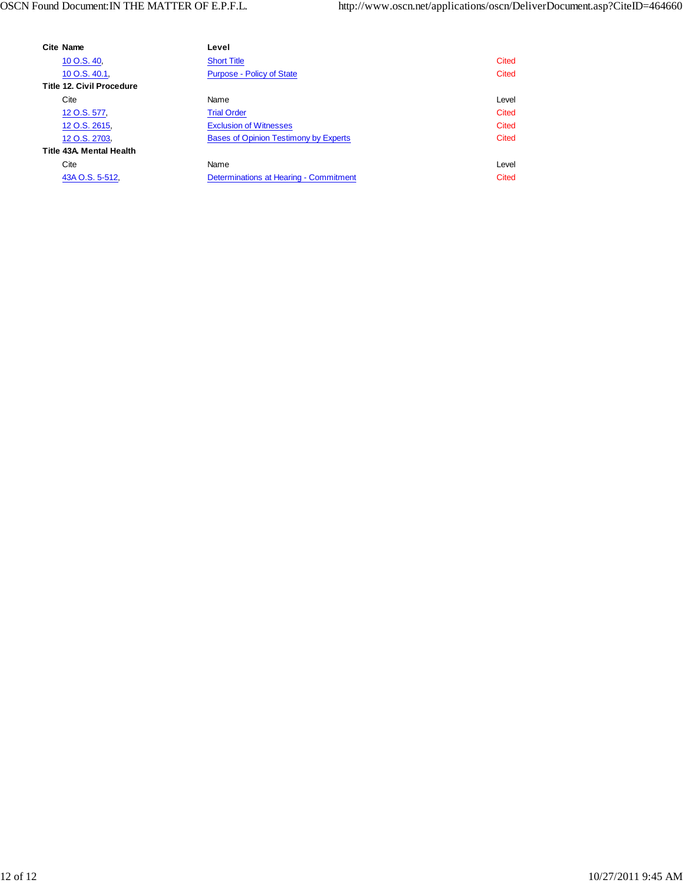| Cite | Name | Level |
|---|---|---|
| 10 O.S. 40, | Short Title | Cited |
| 10 O.S. 40.1, | Purpose - Policy of State | Cited |

**Title 12. Civil Procedure**

| Cite | Name | Level |
|---|---|---|
| 12 O.S. 577, | Trial Order | Cited |
| 12 O.S. 2615, | Exclusion of Witnesses | Cited |
| 12 O.S. 2703, | Bases of Opinion Testimony by Experts | Cited |

**Title 43A. Mental Health**

| Cite | Name | Level |
|---|---|---|
| 43A O.S. 5-512, | Determinations at Hearing - Commitment | Cited |